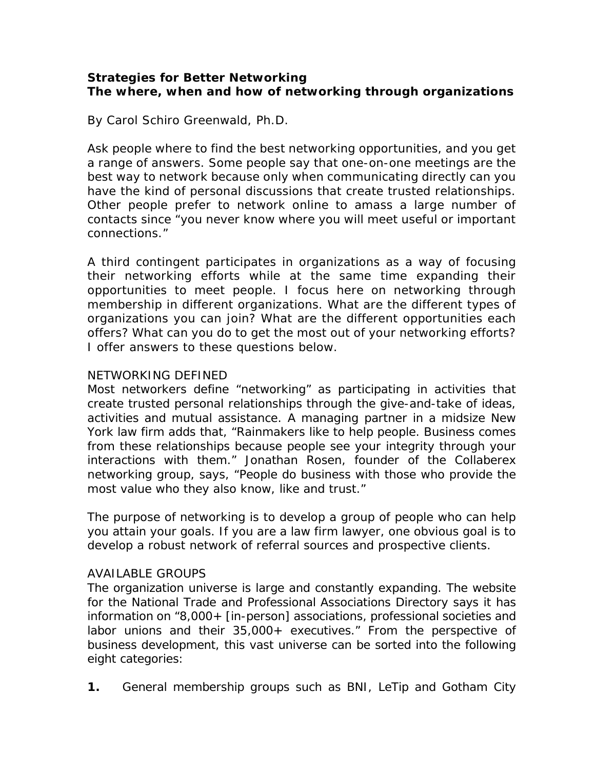**Strategies for Better Networking**
**The where, when and how of networking through organizations**

By Carol Schiro Greenwald, Ph.D.

Ask people where to find the best networking opportunities, and you get a range of answers. Some people say that one-on-one meetings are the best way to network because only when communicating directly can you have the kind of personal discussions that create trusted relationships. Other people prefer to network online to amass a large number of contacts since "you never know where you will meet useful or important connections."

A third contingent participates in organizations as a way of focusing their networking efforts while at the same time expanding their opportunities to meet people. I focus here on networking through membership in different organizations. What are the different types of organizations you can join? What are the different opportunities each offers? What can you do to get the most out of your networking efforts? I offer answers to these questions below.

NETWORKING DEFINED

Most networkers define "networking" as participating in activities that create trusted personal relationships through the give-and-take of ideas, activities and mutual assistance. A managing partner in a midsize New York law firm adds that, "Rainmakers like to help people. Business comes from these relationships because people see your integrity through your interactions with them." Jonathan Rosen, founder of the Collaberex networking group, says, "People do business with those who provide the most value who they also know, like and trust."

The purpose of networking is to develop a group of people who can help you attain your goals. If you are a law firm lawyer, one obvious goal is to develop a robust network of referral sources and prospective clients.

AVAILABLE GROUPS

The organization universe is large and constantly expanding. The website for the National Trade and Professional Associations Directory says it has information on "8,000+ [in-person] associations, professional societies and labor unions and their 35,000+ executives." From the perspective of business development, this vast universe can be sorted into the following eight categories:

**1.** General membership groups such as BNI, LeTip and Gotham City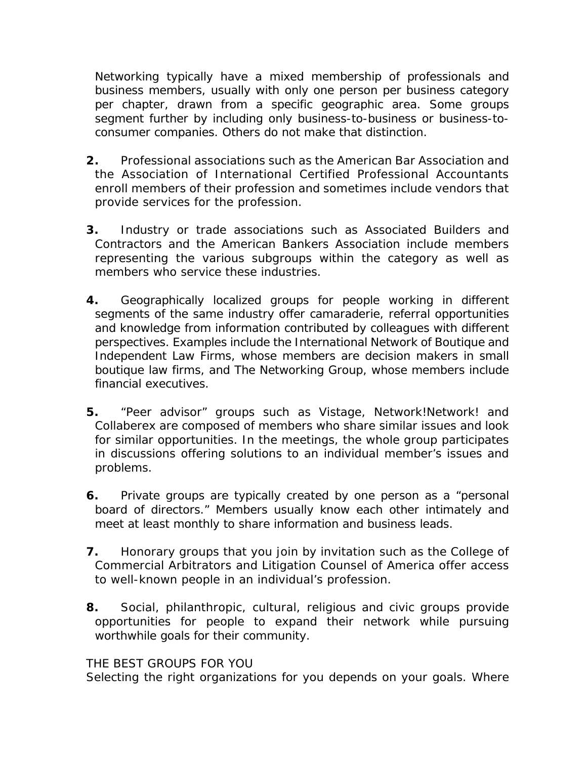Networking typically have a mixed membership of professionals and business members, usually with only one person per business category per chapter, drawn from a specific geographic area. Some groups segment further by including only business-to-business or business-to-consumer companies. Others do not make that distinction.

**2.** Professional associations such as the American Bar Association and the Association of International Certified Professional Accountants enroll members of their profession and sometimes include vendors that provide services for the profession.

**3.** Industry or trade associations such as Associated Builders and Contractors and the American Bankers Association include members representing the various subgroups within the category as well as members who service these industries.

**4.** Geographically localized groups for people working in different segments of the same industry offer camaraderie, referral opportunities and knowledge from information contributed by colleagues with different perspectives. Examples include the International Network of Boutique and Independent Law Firms, whose members are decision makers in small boutique law firms, and The Networking Group, whose members include financial executives.

**5.** "Peer advisor" groups such as Vistage, Network!Network! and Collaberex are composed of members who share similar issues and look for similar opportunities. In the meetings, the whole group participates in discussions offering solutions to an individual member's issues and problems.

**6.** Private groups are typically created by one person as a "personal board of directors." Members usually know each other intimately and meet at least monthly to share information and business leads.

**7.** Honorary groups that you join by invitation such as the College of Commercial Arbitrators and Litigation Counsel of America offer access to well-known people in an individual's profession.

**8.** Social, philanthropic, cultural, religious and civic groups provide opportunities for people to expand their network while pursuing worthwhile goals for their community.

THE BEST GROUPS FOR YOU

Selecting the right organizations for you depends on your goals. Where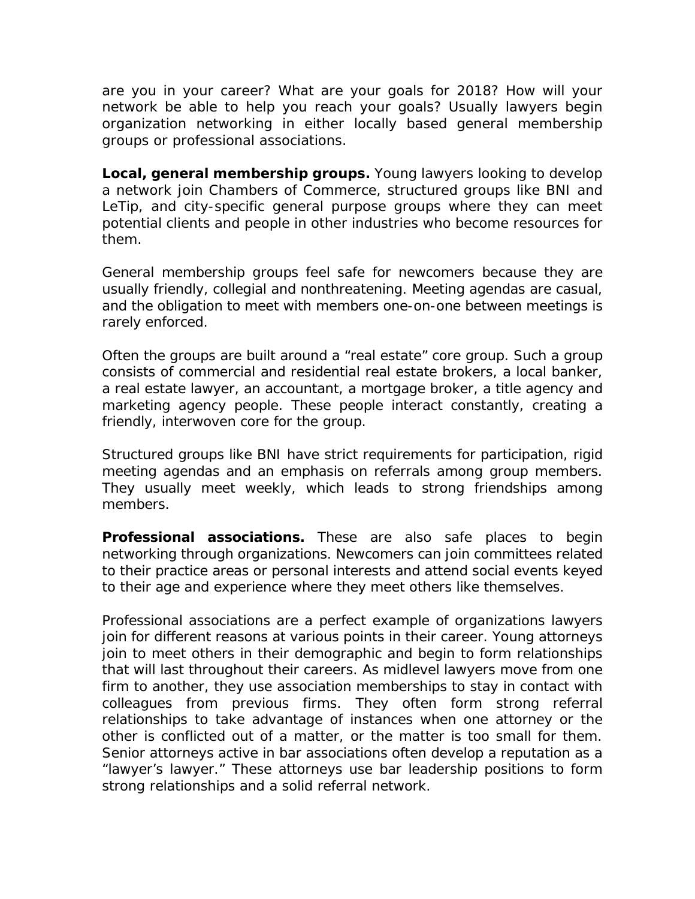are you in your career? What are your goals for 2018? How will your network be able to help you reach your goals? Usually lawyers begin organization networking in either locally based general membership groups or professional associations.

**Local, general membership groups.** Young lawyers looking to develop a network join Chambers of Commerce, structured groups like BNI and LeTip, and city-specific general purpose groups where they can meet potential clients and people in other industries who become resources for them.

General membership groups feel safe for newcomers because they are usually friendly, collegial and nonthreatening. Meeting agendas are casual, and the obligation to meet with members one-on-one between meetings is rarely enforced.

Often the groups are built around a "real estate" core group. Such a group consists of commercial and residential real estate brokers, a local banker, a real estate lawyer, an accountant, a mortgage broker, a title agency and marketing agency people. These people interact constantly, creating a friendly, interwoven core for the group.

Structured groups like BNI have strict requirements for participation, rigid meeting agendas and an emphasis on referrals among group members. They usually meet weekly, which leads to strong friendships among members.

**Professional associations.** These are also safe places to begin networking through organizations. Newcomers can join committees related to their practice areas or personal interests and attend social events keyed to their age and experience where they meet others like themselves.

Professional associations are a perfect example of organizations lawyers join for different reasons at various points in their career. Young attorneys join to meet others in their demographic and begin to form relationships that will last throughout their careers. As midlevel lawyers move from one firm to another, they use association memberships to stay in contact with colleagues from previous firms. They often form strong referral relationships to take advantage of instances when one attorney or the other is conflicted out of a matter, or the matter is too small for them. Senior attorneys active in bar associations often develop a reputation as a "lawyer's lawyer." These attorneys use bar leadership positions to form strong relationships and a solid referral network.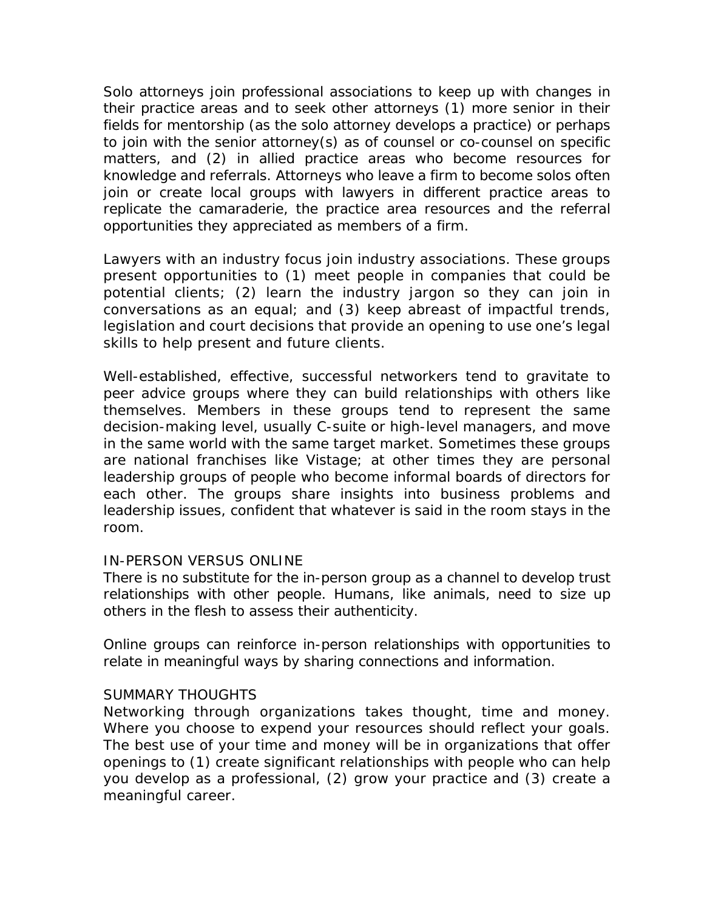Solo attorneys join professional associations to keep up with changes in their practice areas and to seek other attorneys (1) more senior in their fields for mentorship (as the solo attorney develops a practice) or perhaps to join with the senior attorney(s) as of counsel or co-counsel on specific matters, and (2) in allied practice areas who become resources for knowledge and referrals. Attorneys who leave a firm to become solos often join or create local groups with lawyers in different practice areas to replicate the camaraderie, the practice area resources and the referral opportunities they appreciated as members of a firm.

Lawyers with an industry focus join industry associations. These groups present opportunities to (1) meet people in companies that could be potential clients; (2) learn the industry jargon so they can join in conversations as an equal; and (3) keep abreast of impactful trends, legislation and court decisions that provide an opening to use one's legal skills to help present and future clients.

Well-established, effective, successful networkers tend to gravitate to peer advice groups where they can build relationships with others like themselves. Members in these groups tend to represent the same decision-making level, usually C-suite or high-level managers, and move in the same world with the same target market. Sometimes these groups are national franchises like Vistage; at other times they are personal leadership groups of people who become informal boards of directors for each other. The groups share insights into business problems and leadership issues, confident that whatever is said in the room stays in the room.

## IN-PERSON VERSUS ONLINE

There is no substitute for the in-person group as a channel to develop trust relationships with other people. Humans, like animals, need to size up others in the flesh to assess their authenticity.

Online groups can reinforce in-person relationships with opportunities to relate in meaningful ways by sharing connections and information.

## SUMMARY THOUGHTS

Networking through organizations takes thought, time and money. Where you choose to expend your resources should reflect your goals. The best use of your time and money will be in organizations that offer openings to (1) create significant relationships with people who can help you develop as a professional, (2) grow your practice and (3) create a meaningful career.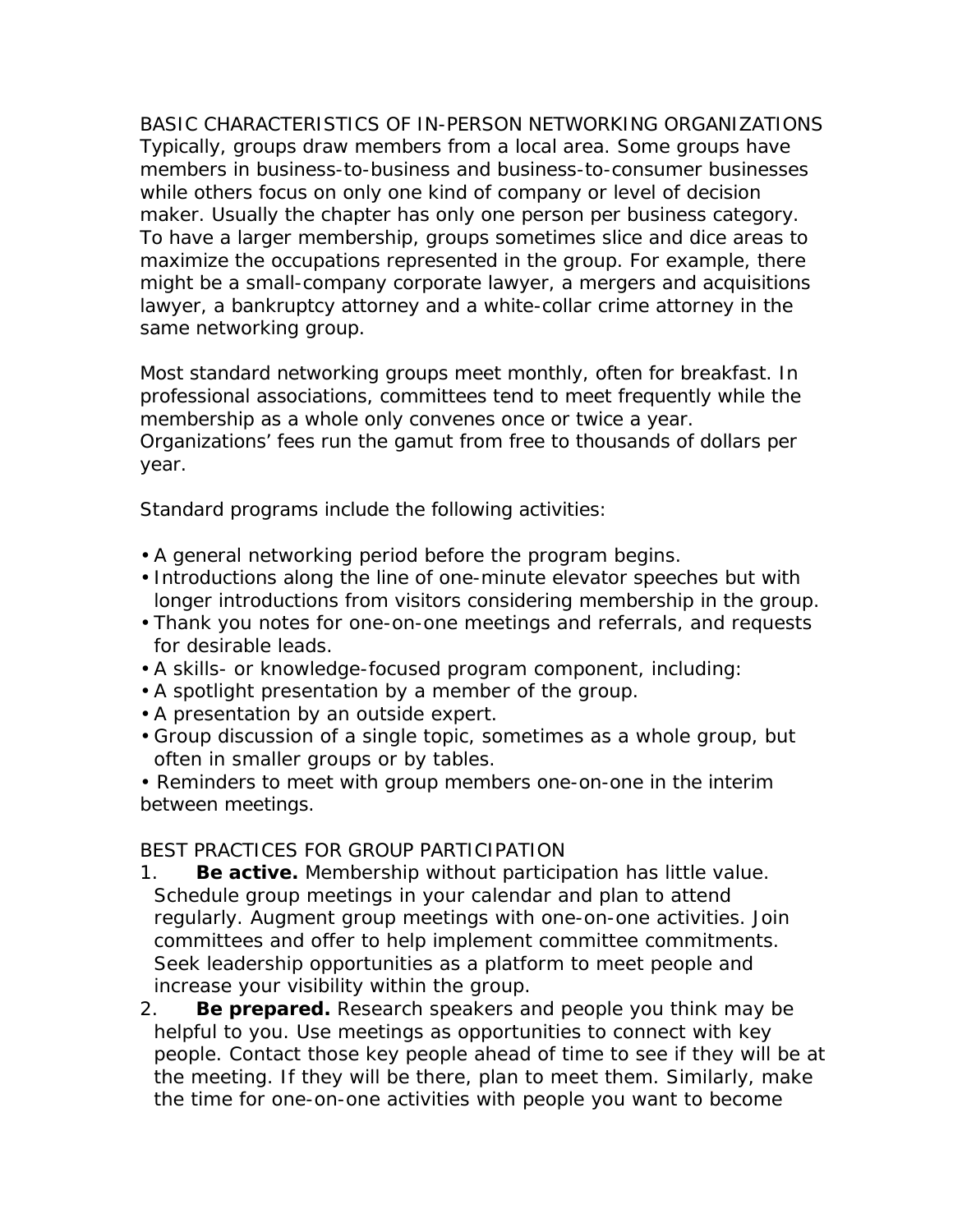## BASIC CHARACTERISTICS OF IN-PERSON NETWORKING ORGANIZATIONS

Typically, groups draw members from a local area. Some groups have members in business-to-business and business-to-consumer businesses while others focus on only one kind of company or level of decision maker. Usually the chapter has only one person per business category. To have a larger membership, groups sometimes slice and dice areas to maximize the occupations represented in the group. For example, there might be a small-company corporate lawyer, a mergers and acquisitions lawyer, a bankruptcy attorney and a white-collar crime attorney in the same networking group.

Most standard networking groups meet monthly, often for breakfast. In professional associations, committees tend to meet frequently while the membership as a whole only convenes once or twice a year. Organizations' fees run the gamut from free to thousands of dollars per year.

Standard programs include the following activities:

- A general networking period before the program begins.
- Introductions along the line of one-minute elevator speeches but with longer introductions from visitors considering membership in the group.
- Thank you notes for one-on-one meetings and referrals, and requests for desirable leads.
- A skills- or knowledge-focused program component, including:
- A spotlight presentation by a member of the group.
- A presentation by an outside expert.
- Group discussion of a single topic, sometimes as a whole group, but often in smaller groups or by tables.
- Reminders to meet with group members one-on-one in the interim between meetings.

## BEST PRACTICES FOR GROUP PARTICIPATION

1. **Be active.** Membership without participation has little value. Schedule group meetings in your calendar and plan to attend regularly. Augment group meetings with one-on-one activities. Join committees and offer to help implement committee commitments. Seek leadership opportunities as a platform to meet people and increase your visibility within the group.
2. **Be prepared.** Research speakers and people you think may be helpful to you. Use meetings as opportunities to connect with key people. Contact those key people ahead of time to see if they will be at the meeting. If they will be there, plan to meet them. Similarly, make the time for one-on-one activities with people you want to become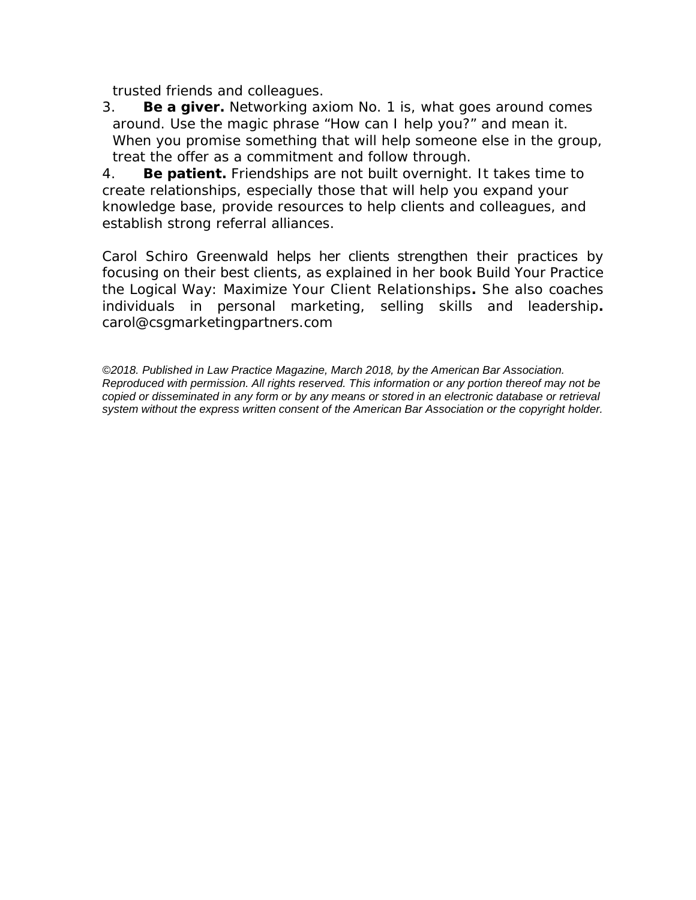trusted friends and colleagues.

3. **Be a giver.** Networking axiom No. 1 is, what goes around comes around. Use the magic phrase "How can I help you?" and mean it. When you promise something that will help someone else in the group, treat the offer as a commitment and follow through.
4. **Be patient.** Friendships are not built overnight. It takes time to create relationships, especially those that will help you expand your knowledge base, provide resources to help clients and colleagues, and establish strong referral alliances.

Carol Schiro Greenwald helps her clients strengthen their practices by focusing on their best clients, as explained in her book Build Your Practice the Logical Way: Maximize Your Client Relationships**.** She also coaches individuals in personal marketing, selling skills and leadership**.** carol@csgmarketingpartners.com

*©2018. Published in Law Practice Magazine, March 2018, by the American Bar Association. Reproduced with permission. All rights reserved. This information or any portion thereof may not be copied or disseminated in any form or by any means or stored in an electronic database or retrieval system without the express written consent of the American Bar Association or the copyright holder.*